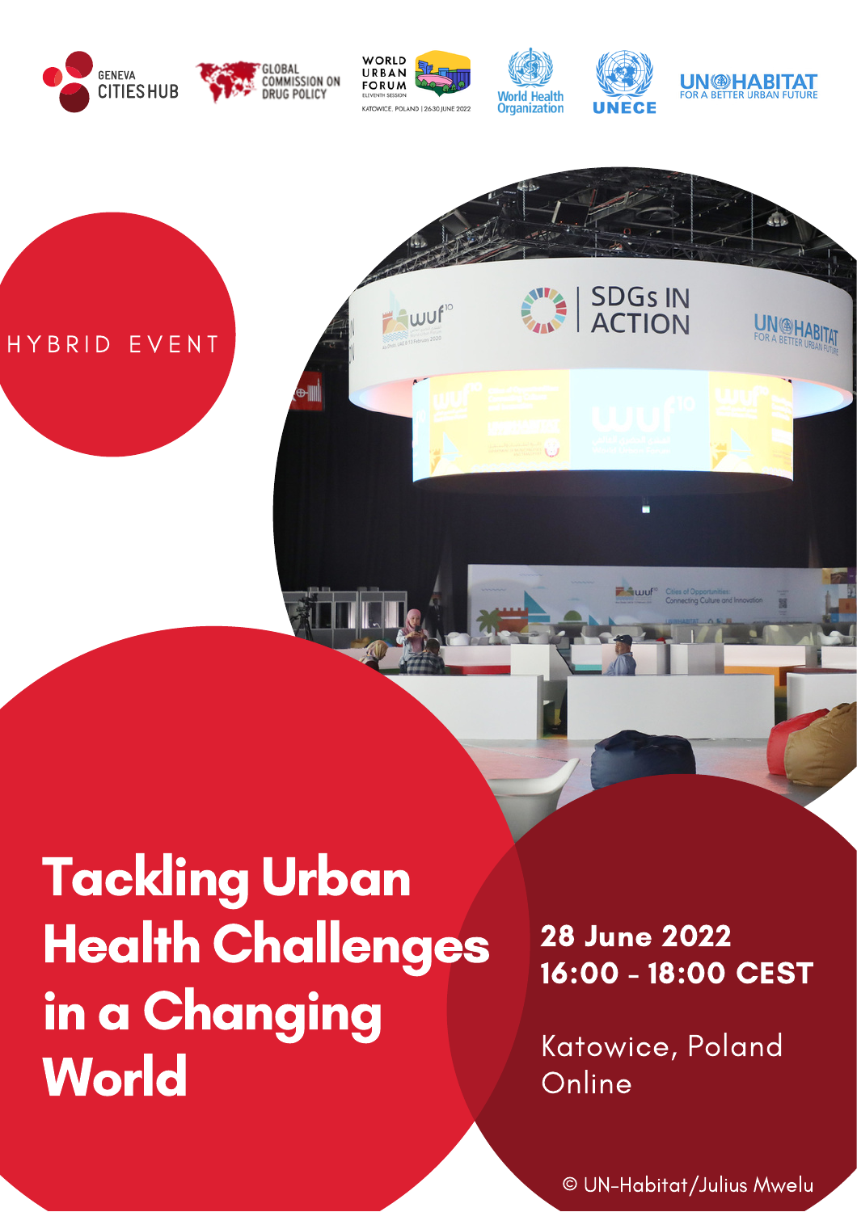GENEVA CITIES HUB

GLOBAL COMMISSION ON DRUG POLICY

WORLD URBAN FORUM
ELEVENTH SESSION
KATOWICE, POLAND | 26-30 JUNE 2022

World Health Organization

UNECE

UN-HABITAT
FOR A BETTER URBAN FUTURE

HYBRID EVENT

# Tackling Urban Health Challenges in a Changing World

**28 June 2022**
**16:00 - 18:00 CEST**

Katowice, Poland
Online

© UN-Habitat/Julius Mwelu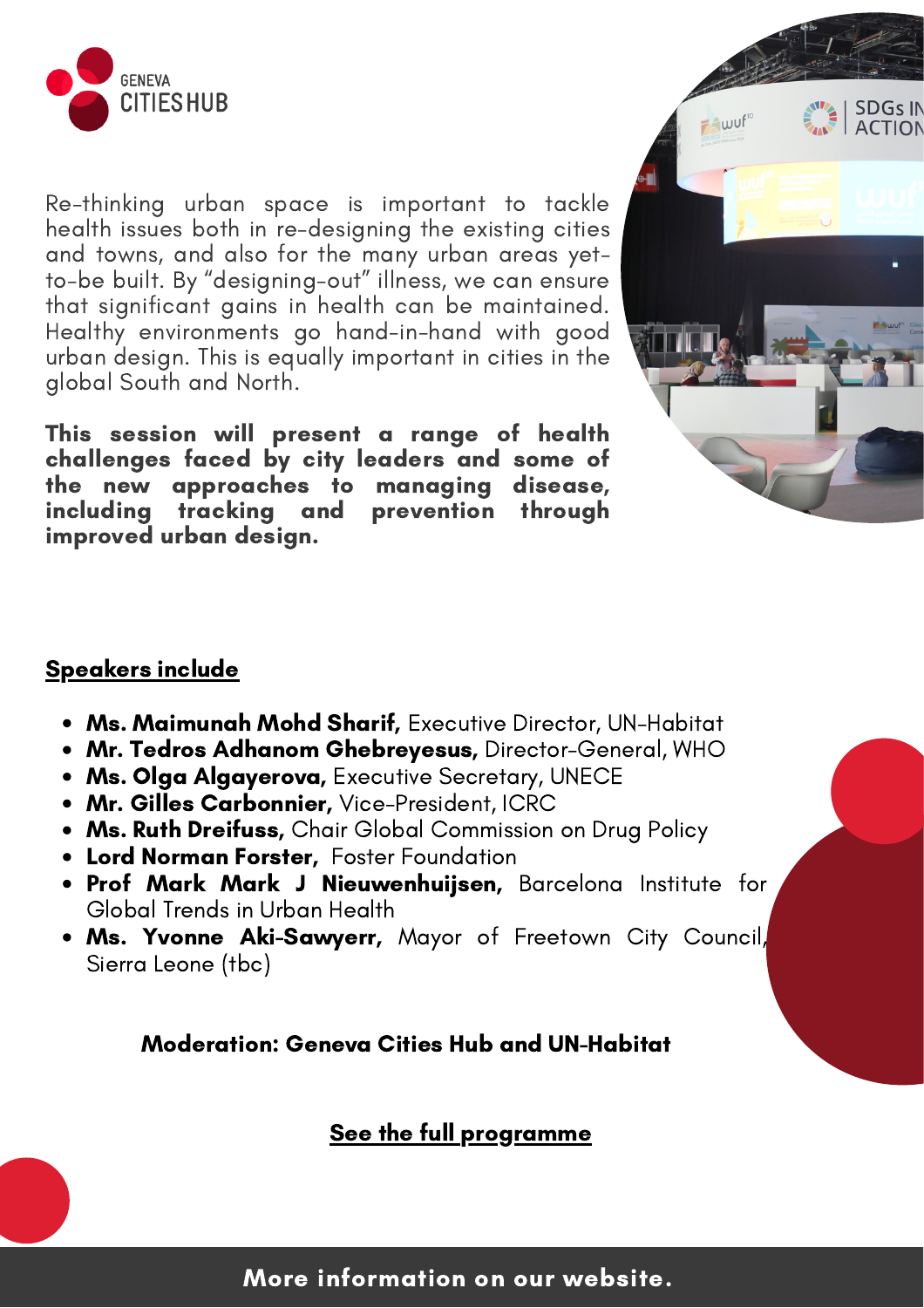GENEVA CITIES HUB

Re-thinking urban space is important to tackle health issues both in re-designing the existing cities and towns, and also for the many urban areas yet-to-be built. By "designing-out" illness, we can ensure that significant gains in health can be maintained. Healthy environments go hand-in-hand with good urban design. This is equally important in cities in the global South and North.

**This session will present a range of health challenges faced by city leaders and some of the new approaches to managing disease, including tracking and prevention through improved urban design.**

## Speakers include

- **Ms. Maimunah Mohd Sharif,** Executive Director, UN-Habitat
- **Mr. Tedros Adhanom Ghebreyesus,** Director-General, WHO
- **Ms. Olga Algayerova,** Executive Secretary, UNECE
- **Mr. Gilles Carbonnier,** Vice-President, ICRC
- **Ms. Ruth Dreifuss,** Chair Global Commission on Drug Policy
- **Lord Norman Forster,** Foster Foundation
- **Prof Mark Mark J Nieuwenhuijsen,** Barcelona Institute for Global Trends in Urban Health
- **Ms. Yvonne Aki-Sawyerr,** Mayor of Freetown City Council, Sierra Leone (tbc)

**Moderation: Geneva Cities Hub and UN-Habitat**

**See the full programme**

**More information on our website.**